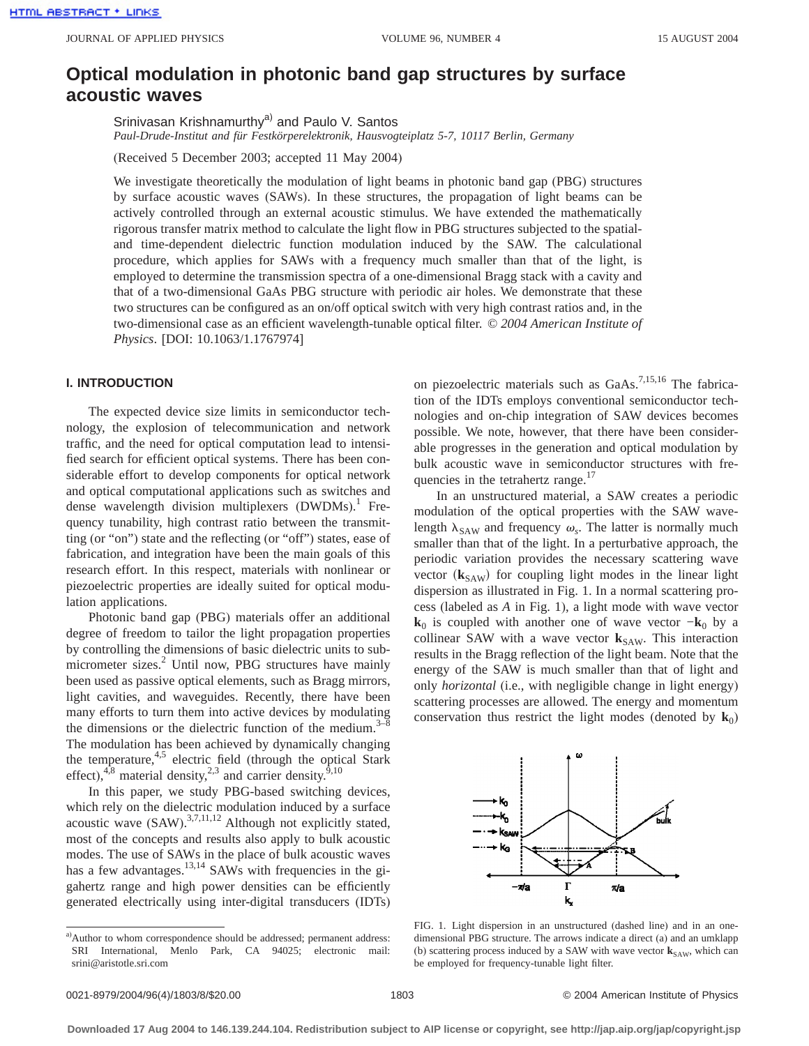# Optical modulation in photonic band gap structures by surface acoustic waves

Srinivasan Krishnamurthy[a] and Paulo V. Santos

*Paul-Drude-Institut and für Festkörperelektronik, Hausvogteiplatz 5-7, 10117 Berlin, Germany*

(Received 5 December 2003; accepted 11 May 2004)

We investigate theoretically the modulation of light beams in photonic band gap (PBG) structures by surface acoustic waves (SAWs). In these structures, the propagation of light beams can be actively controlled through an external acoustic stimulus. We have extended the mathematically rigorous transfer matrix method to calculate the light flow in PBG structures subjected to the spatial- and time-dependent dielectric function modulation induced by the SAW. The calculational procedure, which applies for SAWs with a frequency much smaller than that of the light, is employed to determine the transmission spectra of a one-dimensional Bragg stack with a cavity and that of a two-dimensional GaAs PBG structure with periodic air holes. We demonstrate that these two structures can be configured as an on/off optical switch with very high contrast ratios and, in the two-dimensional case as an efficient wavelength-tunable optical filter. *© 2004 American Institute of Physics*. [DOI: 10.1063/1.1767974]

## I. INTRODUCTION

The expected device size limits in semiconductor technology, the explosion of telecommunication and network traffic, and the need for optical computation lead to intensified search for efficient optical systems. There has been considerable effort to develop components for optical network and optical computational applications such as switches and dense wavelength division multiplexers (DWDMs).[1] Frequency tunability, high contrast ratio between the transmitting (or "on") state and the reflecting (or "off") states, ease of fabrication, and integration have been the main goals of this research effort. In this respect, materials with nonlinear or piezoelectric properties are ideally suited for optical modulation applications.

Photonic band gap (PBG) materials offer an additional degree of freedom to tailor the light propagation properties by controlling the dimensions of basic dielectric units to submicrometer sizes.[2] Until now, PBG structures have mainly been used as passive optical elements, such as Bragg mirrors, light cavities, and waveguides. Recently, there have been many efforts to turn them into active devices by modulating the dimensions or the dielectric function of the medium.[3–8] The modulation has been achieved by dynamically changing the temperature,[4,5] electric field (through the optical Stark effect),[4,8] material density,[2,3] and carrier density.[9,10]

In this paper, we study PBG-based switching devices, which rely on the dielectric modulation induced by a surface acoustic wave (SAW).[3,7,11,12] Although not explicitly stated, most of the concepts and results also apply to bulk acoustic modes. The use of SAWs in the place of bulk acoustic waves has a few advantages.[13,14] SAWs with frequencies in the gigahertz range and high power densities can be efficiently generated electrically using inter-digital transducers (IDTs) on piezoelectric materials such as GaAs.[7,15,16] The fabrication of the IDTs employs conventional semiconductor technologies and on-chip integration of SAW devices becomes possible. We note, however, that there have been considerable progresses in the generation and optical modulation by bulk acoustic wave in semiconductor structures with frequencies in the tetrahertz range.[17]

In an unstructured material, a SAW creates a periodic modulation of the optical properties with the SAW wavelength $\lambda_{SAW}$ and frequency $\omega_s$. The latter is normally much smaller than that of the light. In a perturbative approach, the periodic variation provides the necessary scattering wave vector ($\mathbf{k}_{SAW}$) for coupling light modes in the linear light dispersion as illustrated in Fig. 1. In a normal scattering process (labeled as *A* in Fig. 1), a light mode with wave vector $\mathbf{k}_0$ is coupled with another one of wave vector $-\mathbf{k}_0$ by a collinear SAW with a wave vector $\mathbf{k}_{SAW}$. This interaction results in the Bragg reflection of the light beam. Note that the energy of the SAW is much smaller than that of light and only *horizontal* (i.e., with negligible change in light energy) scattering processes are allowed. The energy and momentum conservation thus restrict the light modes (denoted by $\mathbf{k}_0$)

FIG. 1. Light dispersion in an unstructured (dashed line) and in an one-dimensional PBG structure. The arrows indicate a direct (a) and an umklapp (b) scattering process induced by a SAW with wave vector $\mathbf{k}_{SAW}$, which can be employed for frequency-tunable light filter.

[a]Author to whom correspondence should be addressed; permanent address: SRI International, Menlo Park, CA 94025; electronic mail: srini@aristotle.sri.com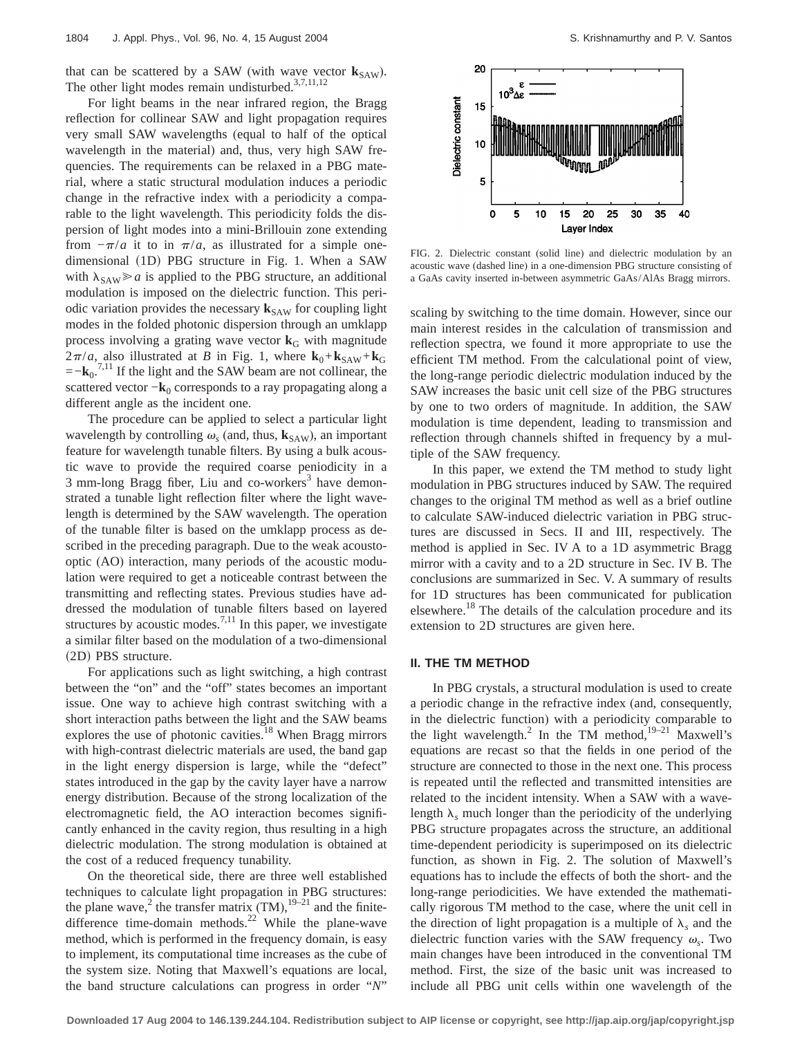that can be scattered by a SAW (with wave vector $\mathbf{k}_{\mathrm{SAW}}$). The other light modes remain undisturbed.[3,7,11,12]

For light beams in the near infrared region, the Bragg reflection for collinear SAW and light propagation requires very small SAW wavelengths (equal to half of the optical wavelength in the material) and, thus, very high SAW frequencies. The requirements can be relaxed in a PBG material, where a static structural modulation induces a periodic change in the refractive index with a periodicity $a$ comparable to the light wavelength. This periodicity folds the dispersion of light modes into a mini-Brillouin zone extending from $-\pi/a$ it to in $\pi/a$, as illustrated for a simple one-dimensional (1D) PBG structure in Fig. 1. When a SAW with $\lambda_{\mathrm{SAW}} \gg a$ is applied to the PBG structure, an additional modulation is imposed on the dielectric function. This periodic variation provides the necessary $\mathbf{k}_{\mathrm{SAW}}$ for coupling light modes in the folded photonic dispersion through an umklapp process involving a grating wave vector $\mathbf{k}_{\mathrm{G}}$ with magnitude $2\pi/a$, also illustrated at $B$ in Fig. 1, where $\mathbf{k}_0+\mathbf{k}_{\mathrm{SAW}}+\mathbf{k}_{\mathrm{G}} = -\mathbf{k}_0$.[7,11] If the light and the SAW beam are not collinear, the scattered vector $-\mathbf{k}_0$ corresponds to a ray propagating along a different angle as the incident one.

The procedure can be applied to select a particular light wavelength by controlling $\omega_s$ (and, thus, $\mathbf{k}_{\mathrm{SAW}}$), an important feature for wavelength tunable filters. By using a bulk acoustic wave to provide the required coarse periodicity in a 3 mm-long Bragg fiber, Liu and co-workers[3] have demonstrated a tunable light reflection filter where the light wavelength is determined by the SAW wavelength. The operation of the tunable filter is based on the umklapp process as described in the preceding paragraph. Due to the weak acousto-optic (AO) interaction, many periods of the acoustic modulation were required to get a noticeable contrast between the transmitting and reflecting states. Previous studies have addressed the modulation of tunable filters based on layered structures by acoustic modes.[7,11] In this paper, we investigate a similar filter based on the modulation of a two-dimensional (2D) PBS structure.

For applications such as light switching, a high contrast between the "on" and the "off" states becomes an important issue. One way to achieve high contrast switching with a short interaction paths between the light and the SAW beams explores the use of photonic cavities.[18] When Bragg mirrors with high-contrast dielectric materials are used, the band gap in the light energy dispersion is large, while the "defect" states introduced in the gap by the cavity layer have a narrow energy distribution. Because of the strong localization of the electromagnetic field, the AO interaction becomes significantly enhanced in the cavity region, thus resulting in a high dielectric modulation. The strong modulation is obtained at the cost of a reduced frequency tunability.

On the theoretical side, there are three well established techniques to calculate light propagation in PBG structures: the plane wave,[2] the transfer matrix (TM),[19–21] and the finite-difference time-domain methods.[22] While the plane-wave method, which is performed in the frequency domain, is easy to implement, its computational time increases as the cube of the system size. Noting that Maxwell's equations are local, the band structure calculations can progress in order "$N$" scaling by switching to the time domain. However, since our main interest resides in the calculation of transmission and reflection spectra, we found it more appropriate to use the efficient TM method. From the calculational point of view, the long-range periodic dielectric modulation induced by the SAW increases the basic unit cell size of the PBG structures by one to two orders of magnitude. In addition, the SAW modulation is time dependent, leading to transmission and reflection through channels shifted in frequency by a multiple of the SAW frequency.

FIG. 2. Dielectric constant (solid line) and dielectric modulation by an acoustic wave (dashed line) in a one-dimension PBG structure consisting of a GaAs cavity inserted in-between asymmetric GaAs/AlAs Bragg mirrors.

In this paper, we extend the TM method to study light modulation in PBG structures induced by SAW. The required changes to the original TM method as well as a brief outline to calculate SAW-induced dielectric variation in PBG structures are discussed in Secs. II and III, respectively. The method is applied in Sec. IV A to a 1D asymmetric Bragg mirror with a cavity and to a 2D structure in Sec. IV B. The conclusions are summarized in Sec. V. A summary of results for 1D structures has been communicated for publication elsewhere.[18] The details of the calculation procedure and its extension to 2D structures are given here.

## II. THE TM METHOD

In PBG crystals, a structural modulation is used to create a periodic change in the refractive index (and, consequently, in the dielectric function) with a periodicity comparable to the light wavelength.[2] In the TM method,[19–21] Maxwell's equations are recast so that the fields in one period of the structure are connected to those in the next one. This process is repeated until the reflected and transmitted intensities are related to the incident intensity. When a SAW with a wavelength $\lambda_s$ much longer than the periodicity of the underlying PBG structure propagates across the structure, an additional time-dependent periodicity is superimposed on its dielectric function, as shown in Fig. 2. The solution of Maxwell's equations has to include the effects of both the short- and the long-range periodicities. We have extended the mathematically rigorous TM method to the case, where the unit cell in the direction of light propagation is a multiple of $\lambda_s$ and the dielectric function varies with the SAW frequency $\omega_s$. Two main changes have been introduced in the conventional TM method. First, the size of the basic unit was increased to include all PBG unit cells within one wavelength of the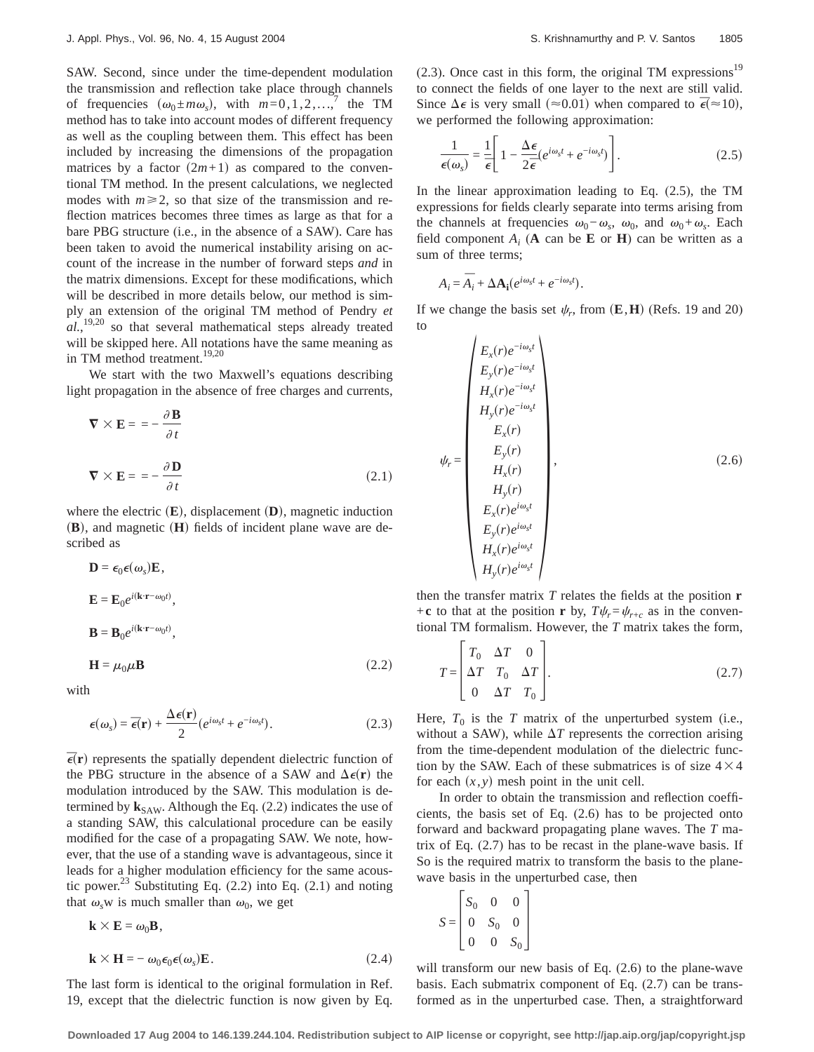SAW. Second, since under the time-dependent modulation the transmission and reflection take place through channels of frequencies $(\omega_0 \pm m\omega_s)$, with $m=0,1,2,\ldots$,[7] the TM method has to take into account modes of different frequency as well as the coupling between them. This effect has been included by increasing the dimensions of the propagation matrices by a factor $(2m+1)$ as compared to the conventional TM method. In the present calculations, we neglected modes with $m \geq 2$, so that size of the transmission and reflection matrices becomes three times as large as that for a bare PBG structure (i.e., in the absence of a SAW). Care has been taken to avoid the numerical instability arising on account of the increase in the number of forward steps *and* in the matrix dimensions. Except for these modifications, which will be described in more details below, our method is simply an extension of the original TM method of Pendry *et al.*,[19,20] so that several mathematical steps already treated will be skipped here. All notations have the same meaning as in TM method treatment.[19,20]

We start with the two Maxwell's equations describing light propagation in the absence of free charges and currents,

$$\nabla \times \mathbf{E} = = -\frac{\partial \mathbf{B}}{\partial t}$$

$$\nabla \times \mathbf{E} = = -\frac{\partial \mathbf{D}}{\partial t} \tag{2.1}$$

where the electric $(\mathbf{E})$, displacement $(\mathbf{D})$, magnetic induction $(\mathbf{B})$, and magnetic $(\mathbf{H})$ fields of incident plane wave are described as

$$\mathbf{D} = \epsilon_0 \epsilon(\omega_s)\mathbf{E},$$

$$\mathbf{E} = \mathbf{E}_0 e^{i(\mathbf{k}\cdot\mathbf{r}-\omega_0 t)},$$

$$\mathbf{B} = \mathbf{B}_0 e^{i(\mathbf{k}\cdot\mathbf{r}-\omega_0 t)},$$

$$\mathbf{H} = \mu_0 \mu \mathbf{B} \tag{2.2}$$

with

$$\epsilon(\omega_s) = \overline{\epsilon}(\mathbf{r}) + \frac{\Delta\epsilon(\mathbf{r})}{2}(e^{i\omega_s t} + e^{-i\omega_s t}). \tag{2.3}$$

$\overline{\epsilon}(\mathbf{r})$ represents the spatially dependent dielectric function of the PBG structure in the absence of a SAW and $\Delta\epsilon(\mathbf{r})$ the modulation introduced by the SAW. This modulation is determined by $\mathbf{k}_{\mathrm{SAW}}$. Although the Eq. (2.2) indicates the use of a standing SAW, this calculational procedure can be easily modified for the case of a propagating SAW. We note, however, that the use of a standing wave is advantageous, since it leads for a higher modulation efficiency for the same acoustic power.[23] Substituting Eq. (2.2) into Eq. (2.1) and noting that $\omega_s$w is much smaller than $\omega_0$, we get

$$\mathbf{k} \times \mathbf{E} = \omega_0 \mathbf{B},$$

$$\mathbf{k} \times \mathbf{H} = -\omega_0 \epsilon_0 \epsilon(\omega_s)\mathbf{E}. \tag{2.4}$$

The last form is identical to the original formulation in Ref. 19, except that the dielectric function is now given by Eq. (2.3). Once cast in this form, the original TM expressions[19] to connect the fields of one layer to the next are still valid. Since $\Delta\epsilon$ is very small $(\approx 0.01)$ when compared to $\overline{\epsilon}(\approx 10)$, we performed the following approximation:

$$\frac{1}{\epsilon(\omega_s)} = \frac{1}{\overline{\epsilon}}\left[1 - \frac{\Delta\epsilon}{2\overline{\epsilon}}(e^{i\omega_s t} + e^{-i\omega_s t})\right]. \tag{2.5}$$

In the linear approximation leading to Eq. (2.5), the TM expressions for fields clearly separate into terms arising from the channels at frequencies $\omega_0 - \omega_s$, $\omega_0$, and $\omega_0 + \omega_s$. Each field component $A_i$ ($\mathbf{A}$ can be $\mathbf{E}$ or $\mathbf{H}$) can be written as a sum of three terms;

$$A_i = \overline{A_i} + \Delta\mathbf{A_i}(e^{i\omega_s t} + e^{-i\omega_s t}).$$

If we change the basis set $\psi_r$, from $(\mathbf{E},\mathbf{H})$ (Refs. 19 and 20) to

$$\psi_r = \begin{pmatrix} E_x(r)e^{-i\omega_s t} \\ E_y(r)e^{-i\omega_s t} \\ H_x(r)e^{-i\omega_s t} \\ H_y(r)e^{-i\omega_s t} \\ E_x(r) \\ E_y(r) \\ H_x(r) \\ H_y(r) \\ E_x(r)e^{i\omega_s t} \\ E_y(r)e^{i\omega_s t} \\ H_x(r)e^{i\omega_s t} \\ H_y(r)e^{i\omega_s t} \end{pmatrix}, \tag{2.6}$$

then the transfer matrix $T$ relates the fields at the position $\mathbf{r}+\mathbf{c}$ to that at the position $\mathbf{r}$ by, $T\psi_r = \psi_{r+c}$ as in the conventional TM formalism. However, the $T$ matrix takes the form,

$$T = \begin{bmatrix} T_0 & \Delta T & 0 \\ \Delta T & T_0 & \Delta T \\ 0 & \Delta T & T_0 \end{bmatrix}. \tag{2.7}$$

Here, $T_0$ is the $T$ matrix of the unperturbed system (i.e., without a SAW), while $\Delta T$ represents the correction arising from the time-dependent modulation of the dielectric function by the SAW. Each of these submatrices is of size $4\times 4$ for each $(x,y)$ mesh point in the unit cell.

In order to obtain the transmission and reflection coefficients, the basis set of Eq. (2.6) has to be projected onto forward and backward propagating plane waves. The $T$ matrix of Eq. (2.7) has to be recast in the plane-wave basis. If So is the required matrix to transform the basis to the plane-wave basis in the unperturbed case, then

$$S = \begin{bmatrix} S_0 & 0 & 0 \\ 0 & S_0 & 0 \\ 0 & 0 & S_0 \end{bmatrix}$$

will transform our new basis of Eq. (2.6) to the plane-wave basis. Each submatrix component of Eq. (2.7) can be transformed as in the unperturbed case. Then, a straightforward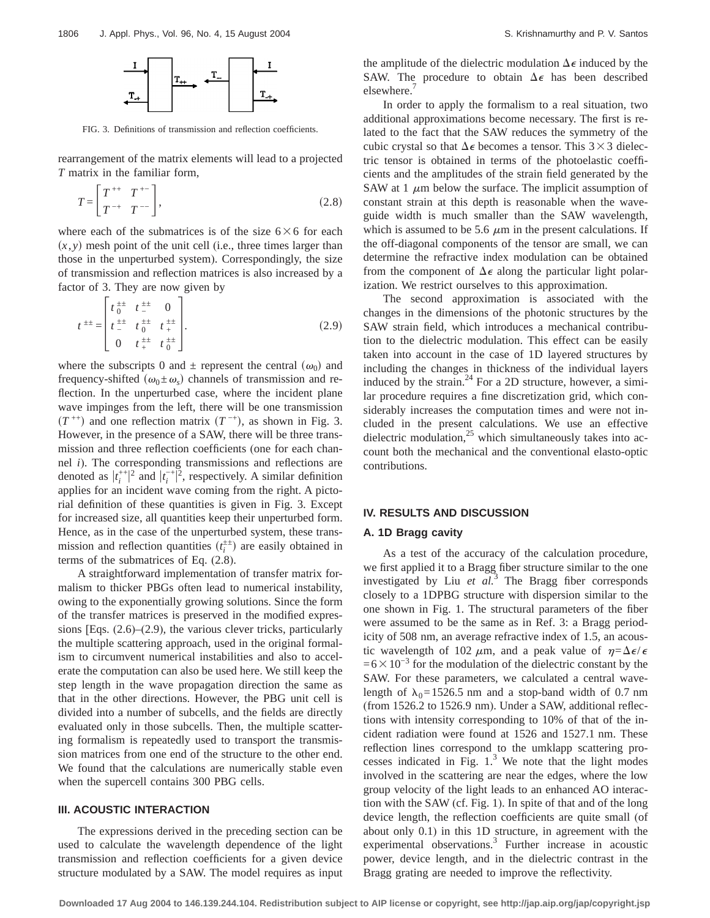FIG. 3. Definitions of transmission and reflection coefficients.

rearrangement of the matrix elements will lead to a projected $T$ matrix in the familiar form,

$$T = \begin{bmatrix} T^{++} & T^{+-} \\ T^{-+} & T^{--} \end{bmatrix}, \tag{2.8}$$

where each of the submatrices is of the size $6 \times 6$ for each $(x,y)$ mesh point of the unit cell (i.e., three times larger than those in the unperturbed system). Correspondingly, the size of transmission and reflection matrices is also increased by a factor of 3. They are now given by

$$t^{\pm\pm} = \begin{bmatrix} t_0^{\pm\pm} & t_-^{\pm\pm} & 0 \\ t_-^{\pm\pm} & t_0^{\pm\pm} & t_+^{\pm\pm} \\ 0 & t_+^{\pm\pm} & t_0^{\pm\pm} \end{bmatrix}. \tag{2.9}$$

where the subscripts 0 and $\pm$ represent the central ($\omega_0$) and frequency-shifted ($\omega_0 \pm \omega_s$) channels of transmission and reflection. In the unperturbed case, where the incident plane wave impinges from the left, there will be one transmission ($T^{++}$) and one reflection matrix ($T^{-+}$), as shown in Fig. 3. However, in the presence of a SAW, there will be three transmission and three reflection coefficients (one for each channel $i$). The corresponding transmissions and reflections are denoted as $|t_i^{++}|^2$ and $|t_i^{-+}|^2$, respectively. A similar definition applies for an incident wave coming from the right. A pictorial definition of these quantities is given in Fig. 3. Except for increased size, all quantities keep their unperturbed form. Hence, as in the case of the unperturbed system, these transmission and reflection quantities ($t_i^{\pm\pm}$) are easily obtained in terms of the submatrices of Eq. (2.8).

A straightforward implementation of transfer matrix formalism to thicker PBGs often lead to numerical instability, owing to the exponentially growing solutions. Since the form of the transfer matrices is preserved in the modified expressions [Eqs. (2.6)–(2.9), the various clever tricks, particularly the multiple scattering approach, used in the original formalism to circumvent numerical instabilities and also to accelerate the computation can also be used here. We still keep the step length in the wave propagation direction the same as that in the other directions. However, the PBG unit cell is divided into a number of subcells, and the fields are directly evaluated only in those subcells. Then, the multiple scattering formalism is repeatedly used to transport the transmission matrices from one end of the structure to the other end. We found that the calculations are numerically stable even when the supercell contains 300 PBG cells.

## III. ACOUSTIC INTERACTION

The expressions derived in the preceding section can be used to calculate the wavelength dependence of the light transmission and reflection coefficients for a given device structure modulated by a SAW. The model requires as input the amplitude of the dielectric modulation $\Delta\epsilon$ induced by the SAW. The procedure to obtain $\Delta\epsilon$ has been described elsewhere.[7]

In order to apply the formalism to a real situation, two additional approximations become necessary. The first is related to the fact that the SAW reduces the symmetry of the cubic crystal so that $\Delta\epsilon$ becomes a tensor. This $3 \times 3$ dielectric tensor is obtained in terms of the photoelastic coefficients and the amplitudes of the strain field generated by the SAW at 1 $\mu$m below the surface. The implicit assumption of constant strain at this depth is reasonable when the waveguide width is much smaller than the SAW wavelength, which is assumed to be 5.6 $\mu$m in the present calculations. If the off-diagonal components of the tensor are small, we can determine the refractive index modulation can be obtained from the component of $\Delta\epsilon$ along the particular light polarization. We restrict ourselves to this approximation.

The second approximation is associated with the changes in the dimensions of the photonic structures by the SAW strain field, which introduces a mechanical contribution to the dielectric modulation. This effect can be easily taken into account in the case of 1D layered structures by including the changes in thickness of the individual layers induced by the strain.[24] For a 2D structure, however, a similar procedure requires a fine discretization grid, which considerably increases the computation times and were not included in the present calculations. We use an effective dielectric modulation,[25] which simultaneously takes into account both the mechanical and the conventional elasto-optic contributions.

## IV. RESULTS AND DISCUSSION

### A. 1D Bragg cavity

As a test of the accuracy of the calculation procedure, we first applied it to a Bragg fiber structure similar to the one investigated by Liu *et al.*[3] The Bragg fiber corresponds closely to a 1DPBG structure with dispersion similar to the one shown in Fig. 1. The structural parameters of the fiber were assumed to be the same as in Ref. 3: a Bragg periodicity of 508 nm, an average refractive index of 1.5, an acoustic wavelength of 102 $\mu$m, and a peak value of $\eta = \Delta\epsilon/\epsilon = 6 \times 10^{-3}$ for the modulation of the dielectric constant by the SAW. For these parameters, we calculated a central wavelength of $\lambda_0 = 1526.5$ nm and a stop-band width of 0.7 nm (from 1526.2 to 1526.9 nm). Under a SAW, additional reflections with intensity corresponding to 10% of that of the incident radiation were found at 1526 and 1527.1 nm. These reflection lines correspond to the umklapp scattering processes indicated in Fig. 1.[3] We note that the light modes involved in the scattering are near the edges, where the low group velocity of the light leads to an enhanced AO interaction with the SAW (cf. Fig. 1). In spite of that and of the long device length, the reflection coefficients are quite small (of about only 0.1) in this 1D structure, in agreement with the experimental observations.[3] Further increase in acoustic power, device length, and in the dielectric contrast in the Bragg grating are needed to improve the reflectivity.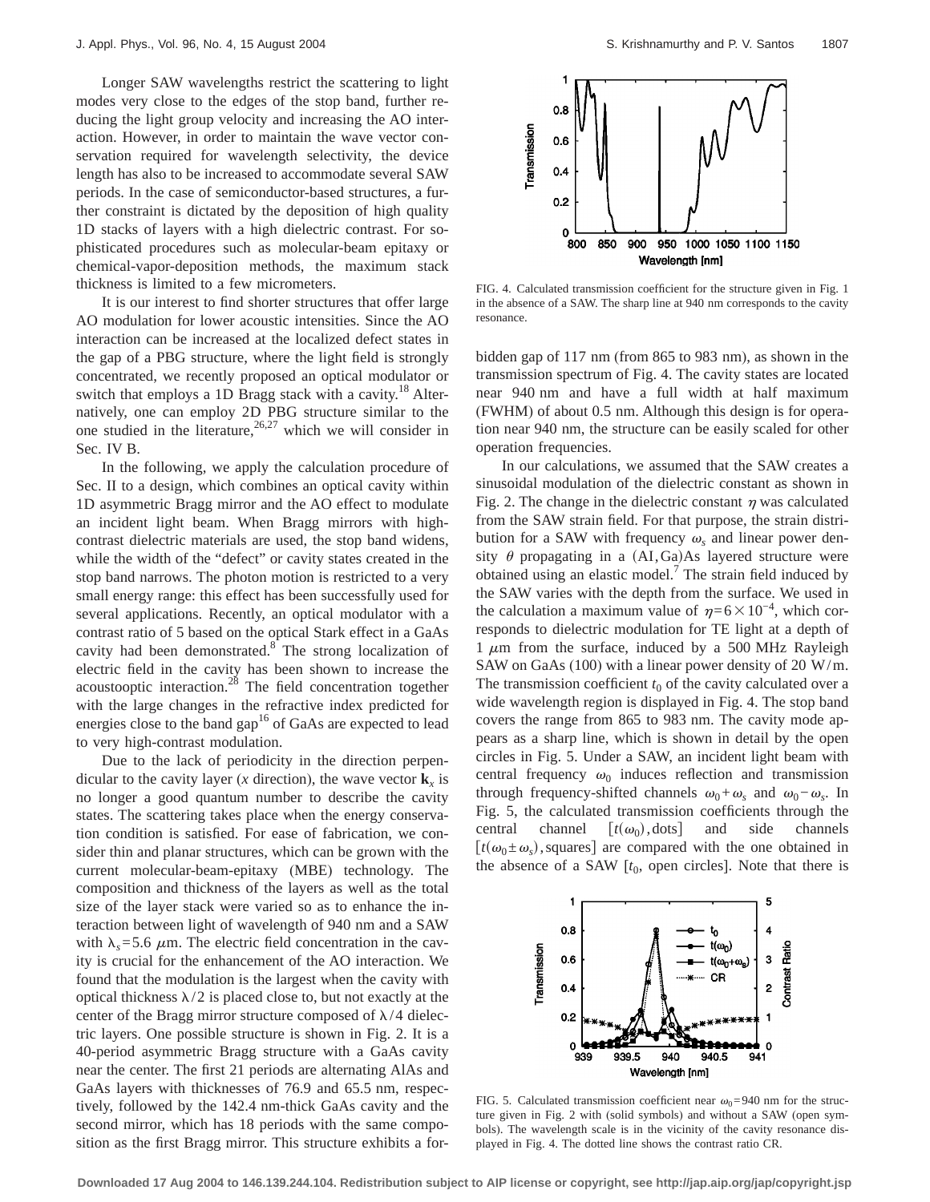Longer SAW wavelengths restrict the scattering to light modes very close to the edges of the stop band, further reducing the light group velocity and increasing the AO interaction. However, in order to maintain the wave vector conservation required for wavelength selectivity, the device length has also to be increased to accommodate several SAW periods. In the case of semiconductor-based structures, a further constraint is dictated by the deposition of high quality 1D stacks of layers with a high dielectric contrast. For sophisticated procedures such as molecular-beam epitaxy or chemical-vapor-deposition methods, the maximum stack thickness is limited to a few micrometers.

It is our interest to find shorter structures that offer large AO modulation for lower acoustic intensities. Since the AO interaction can be increased at the localized defect states in the gap of a PBG structure, where the light field is strongly concentrated, we recently proposed an optical modulator or switch that employs a 1D Bragg stack with a cavity.[18] Alternatively, one can employ 2D PBG structure similar to the one studied in the literature,[26,27] which we will consider in Sec. IV B.

In the following, we apply the calculation procedure of Sec. II to a design, which combines an optical cavity within 1D asymmetric Bragg mirror and the AO effect to modulate an incident light beam. When Bragg mirrors with high-contrast dielectric materials are used, the stop band widens, while the width of the "defect" or cavity states created in the stop band narrows. The photon motion is restricted to a very small energy range: this effect has been successfully used for several applications. Recently, an optical modulator with a contrast ratio of 5 based on the optical Stark effect in a GaAs cavity had been demonstrated.[8] The strong localization of electric field in the cavity has been shown to increase the acoustooptic interaction.[28] The field concentration together with the large changes in the refractive index predicted for energies close to the band gap[16] of GaAs are expected to lead to very high-contrast modulation.

Due to the lack of periodicity in the direction perpendicular to the cavity layer ($x$ direction), the wave vector $\mathbf{k}_x$ is no longer a good quantum number to describe the cavity states. The scattering takes place when the energy conservation condition is satisfied. For ease of fabrication, we consider thin and planar structures, which can be grown with the current molecular-beam-epitaxy (MBE) technology. The composition and thickness of the layers as well as the total size of the layer stack were varied so as to enhance the interaction between light of wavelength of 940 nm and a SAW with $\lambda_s = 5.6$ $\mu$m. The electric field concentration in the cavity is crucial for the enhancement of the AO interaction. We found that the modulation is the largest when the cavity with optical thickness $\lambda/2$ is placed close to, but not exactly at the center of the Bragg mirror structure composed of $\lambda/4$ dielectric layers. One possible structure is shown in Fig. 2. It is a 40-period asymmetric Bragg structure with a GaAs cavity near the center. The first 21 periods are alternating AlAs and GaAs layers with thicknesses of 76.9 and 65.5 nm, respectively, followed by the 142.4 nm-thick GaAs cavity and the second mirror, which has 18 periods with the same composition as the first Bragg mirror. This structure exhibits a forbidden gap of 117 nm (from 865 to 983 nm), as shown in the transmission spectrum of Fig. 4. The cavity states are located near 940 nm and have a full width at half maximum (FWHM) of about 0.5 nm. Although this design is for operation near 940 nm, the structure can be easily scaled for other operation frequencies.

FIG. 4. Calculated transmission coefficient for the structure given in Fig. 1 in the absence of a SAW. The sharp line at 940 nm corresponds to the cavity resonance.

In our calculations, we assumed that the SAW creates a sinusoidal modulation of the dielectric constant as shown in Fig. 2. The change in the dielectric constant $\eta$ was calculated from the SAW strain field. For that purpose, the strain distribution for a SAW with frequency $\omega_s$ and linear power density $\theta$ propagating in a (Al,Ga)As layered structure were obtained using an elastic model.[7] The strain field induced by the SAW varies with the depth from the surface. We used in the calculation a maximum value of $\eta = 6 \times 10^{-4}$, which corresponds to dielectric modulation for TE light at a depth of 1 $\mu$m from the surface, induced by a 500 MHz Rayleigh SAW on GaAs (100) with a linear power density of 20 W/m. The transmission coefficient $t_0$ of the cavity calculated over a wide wavelength region is displayed in Fig. 4. The stop band covers the range from 865 to 983 nm. The cavity mode appears as a sharp line, which is shown in detail by the open circles in Fig. 5. Under a SAW, an incident light beam with central frequency $\omega_0$ induces reflection and transmission through frequency-shifted channels $\omega_0 + \omega_s$ and $\omega_0 - \omega_s$. In Fig. 5, the calculated transmission coefficients through the central channel $[t(\omega_0)$, dots$]$ and side channels $[t(\omega_0 \pm \omega_s)$, squares$]$ are compared with the one obtained in the absence of a SAW [$t_0$, open circles]. Note that there is

FIG. 5. Calculated transmission coefficient near $\omega_0 = 940$ nm for the structure given in Fig. 2 with (solid symbols) and without a SAW (open symbols). The wavelength scale is in the vicinity of the cavity resonance displayed in Fig. 4. The dotted line shows the contrast ratio CR.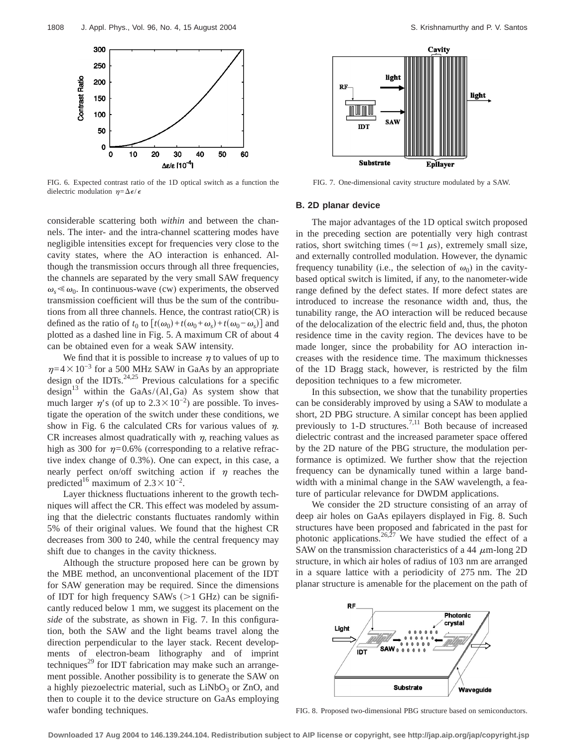FIG. 6. Expected contrast ratio of the 1D optical switch as a function the dielectric modulation $\eta = \Delta\epsilon/\epsilon$

FIG. 7. One-dimensional cavity structure modulated by a SAW.

considerable scattering both *within* and between the channels. The inter- and the intra-channel scattering modes have negligible intensities except for frequencies very close to the cavity states, where the AO interaction is enhanced. Although the transmission occurs through all three frequencies, the channels are separated by the very small SAW frequency $\omega_s \ll \omega_0$. In continuous-wave (cw) experiments, the observed transmission coefficient will thus be the sum of the contributions from all three channels. Hence, the contrast ratio(CR) is defined as the ratio of $t_0$ to $[t(\omega_0)+t(\omega_0+\omega_s)+t(\omega_0-\omega_s)]$ and plotted as a dashed line in Fig. 5. A maximum CR of about 4 can be obtained even for a weak SAW intensity.

We find that it is possible to increase $\eta$ to values of up to $\eta = 4\times10^{-3}$ for a 500 MHz SAW in GaAs by an appropriate design of the IDTs.[24,25] Previous calculations for a specific design[13] within the GaAs/(Al,Ga) As system show that much larger $\eta'$s (of up to $2.3\times10^{-2}$) are possible. To investigate the operation of the switch under these conditions, we show in Fig. 6 the calculated CRs for various values of $\eta$. CR increases almost quadratically with $\eta$, reaching values as high as 300 for $\eta = 0.6\%$ (corresponding to a relative refractive index change of 0.3%). One can expect, in this case, a nearly perfect on/off switching action if $\eta$ reaches the predicted[16] maximum of $2.3\times10^{-2}$.

Layer thickness fluctuations inherent to the growth techniques will affect the CR. This effect was modeled by assuming that the dielectric constants fluctuate randomly within 5% of their original values. We found that the highest CR decreases from 300 to 240, while the central frequency may shift due to changes in the cavity thickness.

Although the structure proposed here can be grown by the MBE method, an unconventional placement of the IDT for SAW generation may be required. Since the dimensions of IDT for high frequency SAWs (>1 GHz) can be significantly reduced below 1 mm, we suggest its placement on the *side* of the substrate, as shown in Fig. 7. In this configuration, both the SAW and the light beams travel along the direction perpendicular to the layer stack. Recent developments of electron-beam lithography and of imprint techniques[29] for IDT fabrication may make such an arrangement possible. Another possibility is to generate the SAW on a highly piezoelectric material, such as $LiNbO_3$ or ZnO, and then to couple it to the device structure on GaAs employing wafer bonding techniques.

### B. 2D planar device

The major advantages of the 1D optical switch proposed in the preceding section are potentially very high contrast ratios, short switching times ($\approx 1\ \mu$s), extremely small size, and externally controlled modulation. However, the dynamic frequency tunability (i.e., the selection of $\omega_0$) in the cavity-based optical switch is limited, if any, to the nanometer-wide range defined by the defect states. If more defect states are introduced to increase the resonance width and, thus, the tunability range, the AO interaction will be reduced because of the delocalization of the electric field and, thus, the photon residence time in the cavity region. The devices have to be made longer, since the probability for AO interaction increases with the residence time. The maximum thicknesses of the 1D Bragg stack, however, is restricted by the film deposition techniques to a few micrometer.

In this subsection, we show that the tunability properties can be considerably improved by using a SAW to modulate a short, 2D PBG structure. A similar concept has been applied previously to 1-D structures.[7,11] Both because of increased dielectric contrast and the increased parameter space offered by the 2D nature of the PBG structure, the modulation performance is optimized. We further show that the rejection frequency can be dynamically tuned within a large bandwidth with a minimal change in the SAW wavelength, a feature of particular relevance for DWDM applications.

We consider the 2D structure consisting of an array of deep air holes on GaAs epilayers displayed in Fig. 8. Such structures have been proposed and fabricated in the past for photonic applications.[26,27] We have studied the effect of a SAW on the transmission characteristics of a 44 $\mu$m-long 2D structure, in which air holes of radius of 103 nm are arranged in a square lattice with a periodicity of 275 nm. The 2D planar structure is amenable for the placement on the path of

FIG. 8. Proposed two-dimensional PBG structure based on semiconductors.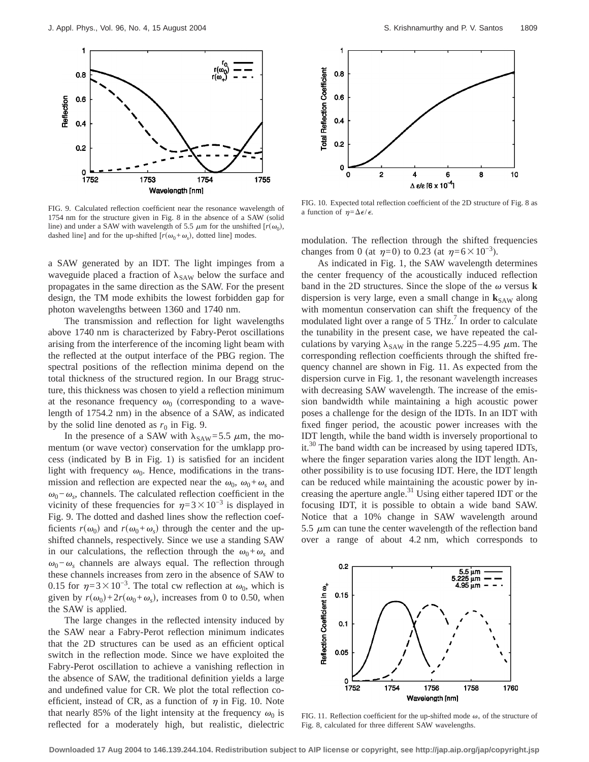FIG. 9. Calculated reflection coefficient near the resonance wavelength of 1754 nm for the structure given in Fig. 8 in the absence of a SAW (solid line) and under a SAW with wavelength of 5.5 $\mu$m for the unshifted [$r(\omega_0)$, dashed line] and for the up-shifted [$r(\omega_0+\omega_s)$, dotted line] modes.

FIG. 10. Expected total reflection coefficient of the 2D structure of Fig. 8 as a function of $\eta=\Delta\epsilon/\epsilon$.

a SAW generated by an IDT. The light impinges from a waveguide placed a fraction of $\lambda_{SAW}$ below the surface and propagates in the same direction as the SAW. For the present design, the TM mode exhibits the lowest forbidden gap for photon wavelengths between 1360 and 1740 nm.

The transmission and reflection for light wavelengths above 1740 nm is characterized by Fabry-Perot oscillations arising from the interference of the incoming light beam with the reflected at the output interface of the PBG region. The spectral positions of the reflection minima depend on the total thickness of the structured region. In our Bragg structure, this thickness was chosen to yield a reflection minimum at the resonance frequency $\omega_0$ (corresponding to a wavelength of 1754.2 nm) in the absence of a SAW, as indicated by the solid line denoted as $r_0$ in Fig. 9.

In the presence of a SAW with $\lambda_{SAW}=5.5$ $\mu$m, the momentum (or wave vector) conservation for the umklapp process (indicated by B in Fig. 1) is satisfied for an incident light with frequency $\omega_0$. Hence, modifications in the transmission and reflection are expected near the $\omega_0$, $\omega_0+\omega_s$ and $\omega_0-\omega_s$ channels. The calculated reflection coefficient in the vicinity of these frequencies for $\eta=3\times10^{-3}$ is displayed in Fig. 9. The dotted and dashed lines show the reflection coefficients $r(\omega_0)$ and $r(\omega_0+\omega_s)$ through the center and the up-shifted channels, respectively. Since we use a standing SAW in our calculations, the reflection through the $\omega_0+\omega_s$ and $\omega_0-\omega_s$ channels are always equal. The reflection through these channels increases from zero in the absence of SAW to 0.15 for $\eta=3\times10^{-3}$. The total cw reflection at $\omega_0$, which is given by $r(\omega_0)+2r(\omega_0+\omega_s)$, increases from 0 to 0.50, when the SAW is applied.

The large changes in the reflected intensity induced by the SAW near a Fabry-Perot reflection minimum indicates that the 2D structures can be used as an efficient optical switch in the reflection mode. Since we have exploited the Fabry-Perot oscillation to achieve a vanishing reflection in the absence of SAW, the traditional definition yields a large and undefined value for CR. We plot the total reflection coefficient, instead of CR, as a function of $\eta$ in Fig. 10. Note that nearly 85% of the light intensity at the frequency $\omega_0$ is reflected for a moderately high, but realistic, dielectric modulation. The reflection through the shifted frequencies changes from 0 (at $\eta=0$) to 0.23 (at $\eta=6\times10^{-3}$).

As indicated in Fig. 1, the SAW wavelength determines the center frequency of the acoustically induced reflection band in the 2D structures. Since the slope of the $\omega$ versus $\mathbf{k}$ dispersion is very large, even a small change in $\mathbf{k}_{SAW}$ along with momentun conservation can shift the frequency of the modulated light over a range of 5 THz.[7] In order to calculate the tunability in the present case, we have repeated the calculations by varying $\lambda_{SAW}$ in the range 5.225–4.95 $\mu$m. The corresponding reflection coefficients through the shifted frequency channel are shown in Fig. 11. As expected from the dispersion curve in Fig. 1, the resonant wavelength increases with decreasing SAW wavelength. The increase of the emission bandwidth while maintaining a high acoustic power poses a challenge for the design of the IDTs. In an IDT with fixed finger period, the acoustic power increases with the IDT length, while the band width is inversely proportional to it.[30] The band width can be increased by using tapered IDTs, where the finger separation varies along the IDT length. Another possibility is to use focusing IDT. Here, the IDT length can be reduced while maintaining the acoustic power by increasing the aperture angle.[31] Using either tapered IDT or the focusing IDT, it is possible to obtain a wide band SAW. Notice that a 10% change in SAW wavelength around 5.5 $\mu$m can tune the center wavelength of the reflection band over a range of about 4.2 nm, which corresponds to

FIG. 11. Reflection coefficient for the up-shifted mode $\omega_+$ of the structure of Fig. 8, calculated for three different SAW wavelengths.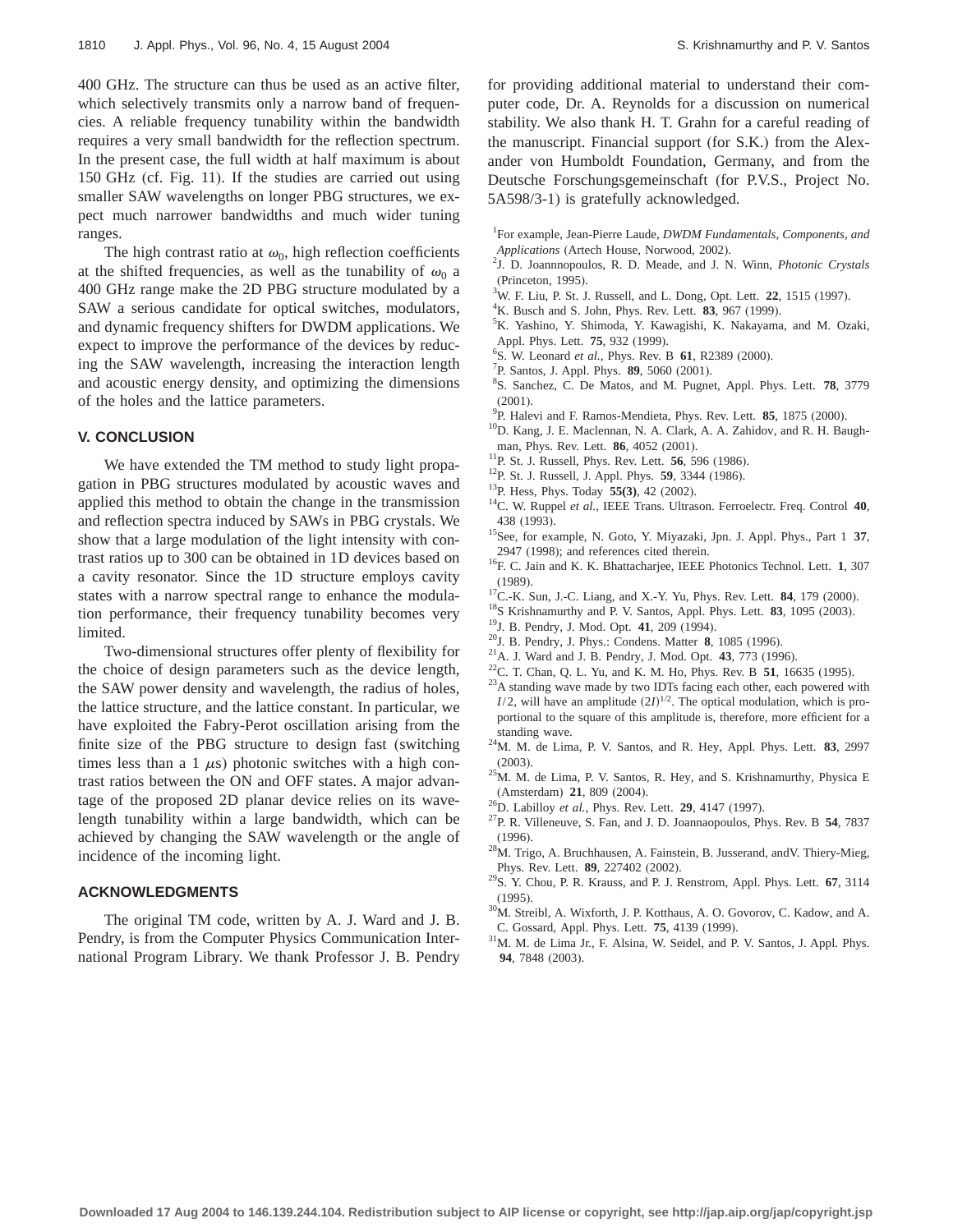400 GHz. The structure can thus be used as an active filter, which selectively transmits only a narrow band of frequencies. A reliable frequency tunability within the bandwidth requires a very small bandwidth for the reflection spectrum. In the present case, the full width at half maximum is about 150 GHz (cf. Fig. 11). If the studies are carried out using smaller SAW wavelengths on longer PBG structures, we expect much narrower bandwidths and much wider tuning ranges.

The high contrast ratio at $\omega_0$, high reflection coefficients at the shifted frequencies, as well as the tunability of $\omega_0$ a 400 GHz range make the 2D PBG structure modulated by a SAW a serious candidate for optical switches, modulators, and dynamic frequency shifters for DWDM applications. We expect to improve the performance of the devices by reducing the SAW wavelength, increasing the interaction length and acoustic energy density, and optimizing the dimensions of the holes and the lattice parameters.

## V. CONCLUSION

We have extended the TM method to study light propagation in PBG structures modulated by acoustic waves and applied this method to obtain the change in the transmission and reflection spectra induced by SAWs in PBG crystals. We show that a large modulation of the light intensity with contrast ratios up to 300 can be obtained in 1D devices based on a cavity resonator. Since the 1D structure employs cavity states with a narrow spectral range to enhance the modulation performance, their frequency tunability becomes very limited.

Two-dimensional structures offer plenty of flexibility for the choice of design parameters such as the device length, the SAW power density and wavelength, the radius of holes, the lattice structure, and the lattice constant. In particular, we have exploited the Fabry-Perot oscillation arising from the finite size of the PBG structure to design fast (switching times less than a 1 $\mu$s) photonic switches with a high contrast ratios between the ON and OFF states. A major advantage of the proposed 2D planar device relies on its wavelength tunability within a large bandwidth, which can be achieved by changing the SAW wavelength or the angle of incidence of the incoming light.

## ACKNOWLEDGMENTS

The original TM code, written by A. J. Ward and J. B. Pendry, is from the Computer Physics Communication International Program Library. We thank Professor J. B. Pendry for providing additional material to understand their computer code, Dr. A. Reynolds for a discussion on numerical stability. We also thank H. T. Grahn for a careful reading of the manuscript. Financial support (for S.K.) from the Alexander von Humboldt Foundation, Germany, and from the Deutsche Forschungsgemeinschaft (for P.V.S., Project No. 5A598/3-1) is gratefully acknowledged.

[1] For example, Jean-Pierre Laude, *DWDM Fundamentals, Components, and Applications* (Artech House, Norwood, 2002).
[2] J. D. Joannnopoulos, R. D. Meade, and J. N. Winn, *Photonic Crystals* (Princeton, 1995).
[3] W. F. Liu, P. St. J. Russell, and L. Dong, Opt. Lett. **22**, 1515 (1997).
[4] K. Busch and S. John, Phys. Rev. Lett. **83**, 967 (1999).
[5] K. Yashino, Y. Shimoda, Y. Kawagishi, K. Nakayama, and M. Ozaki, Appl. Phys. Lett. **75**, 932 (1999).
[6] S. W. Leonard *et al.*, Phys. Rev. B **61**, R2389 (2000).
[7] P. Santos, J. Appl. Phys. **89**, 5060 (2001).
[8] S. Sanchez, C. De Matos, and M. Pugnet, Appl. Phys. Lett. **78**, 3779 (2001).
[9] P. Halevi and F. Ramos-Mendieta, Phys. Rev. Lett. **85**, 1875 (2000).
[10] D. Kang, J. E. Maclennan, N. A. Clark, A. A. Zahidov, and R. H. Baughman, Phys. Rev. Lett. **86**, 4052 (2001).
[11] P. St. J. Russell, Phys. Rev. Lett. **56**, 596 (1986).
[12] P. St. J. Russell, J. Appl. Phys. **59**, 3344 (1986).
[13] P. Hess, Phys. Today **55(3)**, 42 (2002).
[14] C. W. Ruppel *et al.*, IEEE Trans. Ultrason. Ferroelectr. Freq. Control **40**, 438 (1993).
[15] See, for example, N. Goto, Y. Miyazaki, Jpn. J. Appl. Phys., Part 1 **37**, 2947 (1998); and references cited therein.
[16] F. C. Jain and K. K. Bhattacharjee, IEEE Photonics Technol. Lett. **1**, 307 (1989).
[17] C.-K. Sun, J.-C. Liang, and X.-Y. Yu, Phys. Rev. Lett. **84**, 179 (2000).
[18] S Krishnamurthy and P. V. Santos, Appl. Phys. Lett. **83**, 1095 (2003).
[19] J. B. Pendry, J. Mod. Opt. **41**, 209 (1994).
[20] J. B. Pendry, J. Phys.: Condens. Matter **8**, 1085 (1996).
[21] A. J. Ward and J. B. Pendry, J. Mod. Opt. **43**, 773 (1996).
[22] C. T. Chan, Q. L. Yu, and K. M. Ho, Phys. Rev. B **51**, 16635 (1995).
[23] A standing wave made by two IDTs facing each other, each powered with $I/2$, will have an amplitude $(2I)^{1/2}$. The optical modulation, which is proportional to the square of this amplitude is, therefore, more efficient for a standing wave.
[24] M. M. de Lima, P. V. Santos, and R. Hey, Appl. Phys. Lett. **83**, 2997 (2003).
[25] M. M. de Lima, P. V. Santos, R. Hey, and S. Krishnamurthy, Physica E (Amsterdam) **21**, 809 (2004).
[26] D. Labilloy *et al.*, Phys. Rev. Lett. **29**, 4147 (1997).
[27] P. R. Villeneuve, S. Fan, and J. D. Joannaopoulos, Phys. Rev. B **54**, 7837 (1996).
[28] M. Trigo, A. Bruchhausen, A. Fainstein, B. Jusserand, andV. Thiery-Mieg, Phys. Rev. Lett. **89**, 227402 (2002).
[29] S. Y. Chou, P. R. Krauss, and P. J. Renstrom, Appl. Phys. Lett. **67**, 3114 (1995).
[30] M. Streibl, A. Wixforth, J. P. Kotthaus, A. O. Govorov, C. Kadow, and A. C. Gossard, Appl. Phys. Lett. **75**, 4139 (1999).
[31] M. M. de Lima Jr., F. Alsina, W. Seidel, and P. V. Santos, J. Appl. Phys. **94**, 7848 (2003).